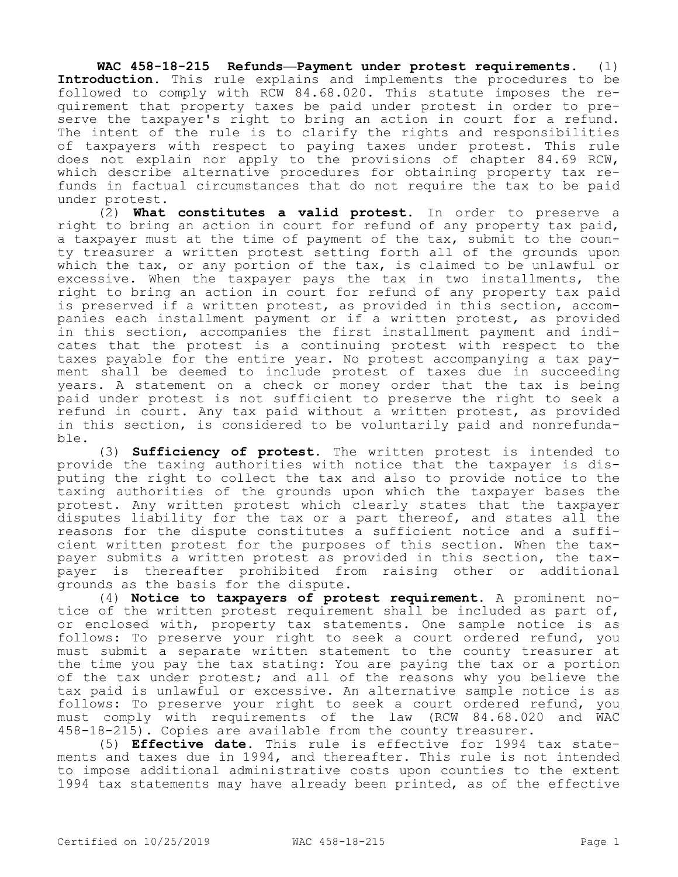**WAC 458-18-215 Refunds—Payment under protest requirements.** (1) **Introduction.** This rule explains and implements the procedures to be followed to comply with RCW 84.68.020. This statute imposes the requirement that property taxes be paid under protest in order to preserve the taxpayer's right to bring an action in court for a refund. The intent of the rule is to clarify the rights and responsibilities of taxpayers with respect to paying taxes under protest. This rule does not explain nor apply to the provisions of chapter 84.69 RCW, which describe alternative procedures for obtaining property tax refunds in factual circumstances that do not require the tax to be paid under protest.

(2) **What constitutes a valid protest.** In order to preserve a right to bring an action in court for refund of any property tax paid, a taxpayer must at the time of payment of the tax, submit to the county treasurer a written protest setting forth all of the grounds upon which the tax, or any portion of the tax, is claimed to be unlawful or excessive. When the taxpayer pays the tax in two installments, the right to bring an action in court for refund of any property tax paid is preserved if a written protest, as provided in this section, accompanies each installment payment or if a written protest, as provided in this section, accompanies the first installment payment and indicates that the protest is a continuing protest with respect to the taxes payable for the entire year. No protest accompanying a tax payment shall be deemed to include protest of taxes due in succeeding years. A statement on a check or money order that the tax is being paid under protest is not sufficient to preserve the right to seek a refund in court. Any tax paid without a written protest, as provided in this section, is considered to be voluntarily paid and nonrefundable.

(3) **Sufficiency of protest.** The written protest is intended to provide the taxing authorities with notice that the taxpayer is disputing the right to collect the tax and also to provide notice to the taxing authorities of the grounds upon which the taxpayer bases the protest. Any written protest which clearly states that the taxpayer disputes liability for the tax or a part thereof, and states all the reasons for the dispute constitutes a sufficient notice and a sufficient written protest for the purposes of this section. When the taxpayer submits a written protest as provided in this section, the taxpayer is thereafter prohibited from raising other or additional grounds as the basis for the dispute.

(4) **Notice to taxpayers of protest requirement.** A prominent notice of the written protest requirement shall be included as part of, or enclosed with, property tax statements. One sample notice is as follows: To preserve your right to seek a court ordered refund, you must submit a separate written statement to the county treasurer at the time you pay the tax stating: You are paying the tax or a portion of the tax under protest; and all of the reasons why you believe the tax paid is unlawful or excessive. An alternative sample notice is as follows: To preserve your right to seek a court ordered refund, you must comply with requirements of the law (RCW 84.68.020 and WAC 458-18-215). Copies are available from the county treasurer.

(5) **Effective date.** This rule is effective for 1994 tax statements and taxes due in 1994, and thereafter. This rule is not intended to impose additional administrative costs upon counties to the extent 1994 tax statements may have already been printed, as of the effective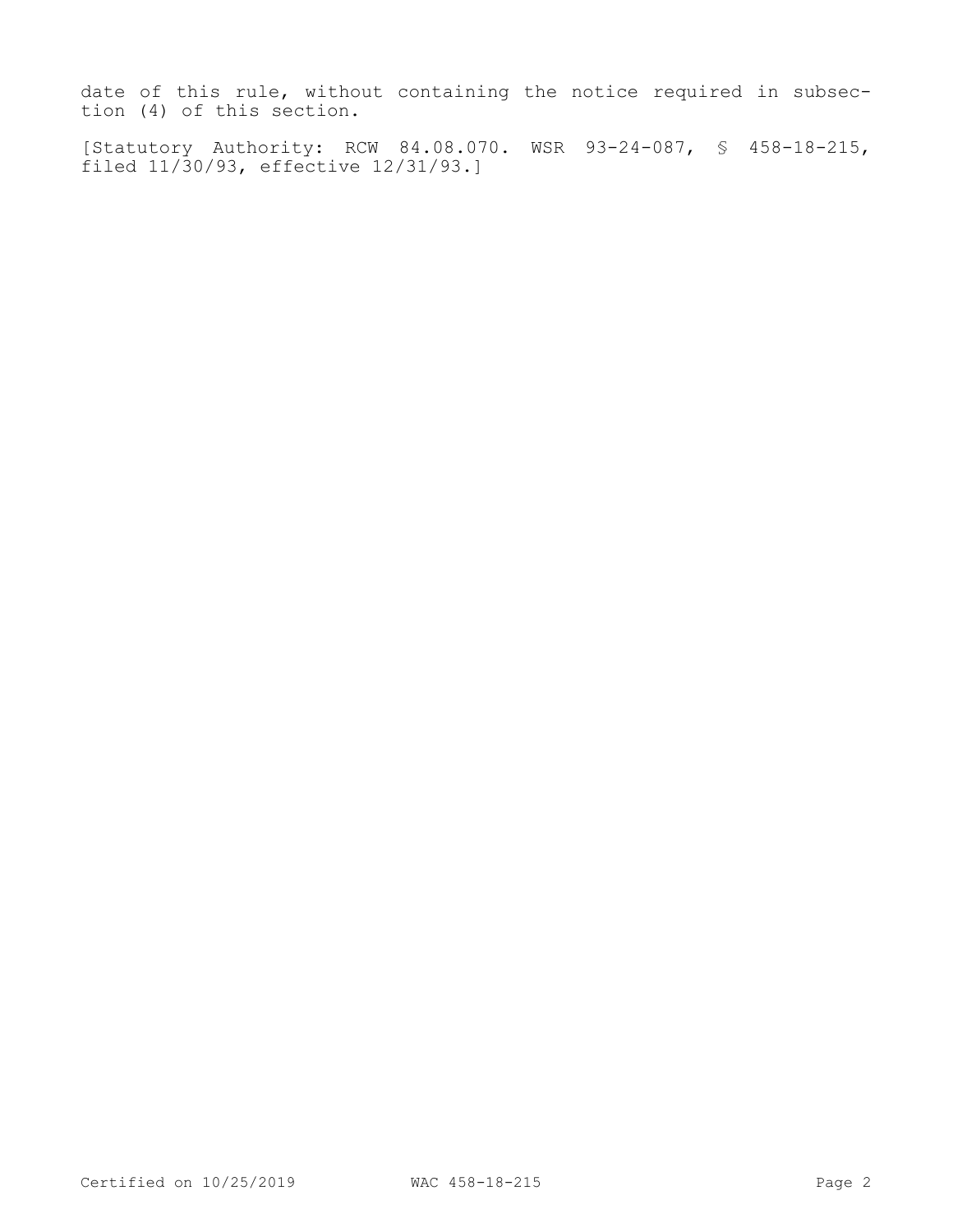date of this rule, without containing the notice required in subsection (4) of this section.

[Statutory Authority: RCW 84.08.070. WSR 93-24-087, § 458-18-215, filed 11/30/93, effective 12/31/93.]